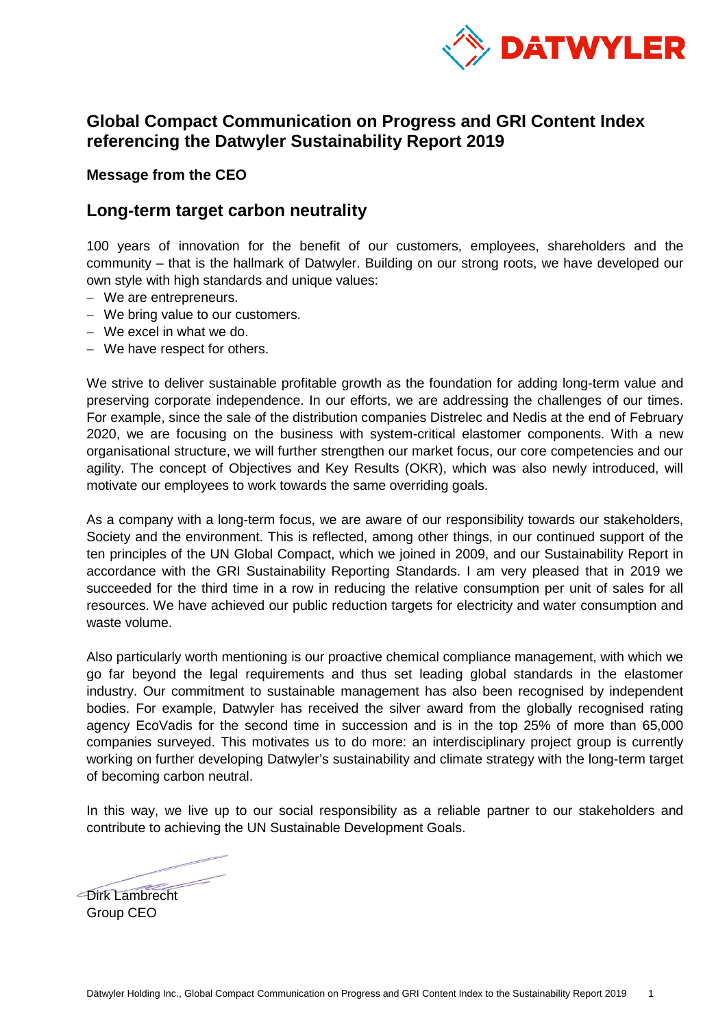# Global Compact Communication on Progress and GRI Content Index referencing the Datwyler Sustainability Report 2019

**Message from the CEO**

## Long-term target carbon neutrality

100 years of innovation for the benefit of our customers, employees, shareholders and the community – that is the hallmark of Datwyler. Building on our strong roots, we have developed our own style with high standards and unique values:

- We are entrepreneurs.
- We bring value to our customers.
- We excel in what we do.
- We have respect for others.

We strive to deliver sustainable profitable growth as the foundation for adding long-term value and preserving corporate independence. In our efforts, we are addressing the challenges of our times. For example, since the sale of the distribution companies Distrelec and Nedis at the end of February 2020, we are focusing on the business with system-critical elastomer components. With a new organisational structure, we will further strengthen our market focus, our core competencies and our agility. The concept of Objectives and Key Results (OKR), which was also newly introduced, will motivate our employees to work towards the same overriding goals.

As a company with a long-term focus, we are aware of our responsibility towards our stakeholders, Society and the environment. This is reflected, among other things, in our continued support of the ten principles of the UN Global Compact, which we joined in 2009, and our Sustainability Report in accordance with the GRI Sustainability Reporting Standards. I am very pleased that in 2019 we succeeded for the third time in a row in reducing the relative consumption per unit of sales for all resources. We have achieved our public reduction targets for electricity and water consumption and waste volume.

Also particularly worth mentioning is our proactive chemical compliance management, with which we go far beyond the legal requirements and thus set leading global standards in the elastomer industry. Our commitment to sustainable management has also been recognised by independent bodies. For example, Datwyler has received the silver award from the globally recognised rating agency EcoVadis for the second time in succession and is in the top 25% of more than 65,000 companies surveyed. This motivates us to do more: an interdisciplinary project group is currently working on further developing Datwyler's sustainability and climate strategy with the long-term target of becoming carbon neutral.

In this way, we live up to our social responsibility as a reliable partner to our stakeholders and contribute to achieving the UN Sustainable Development Goals.

Dirk Lambrecht
Group CEO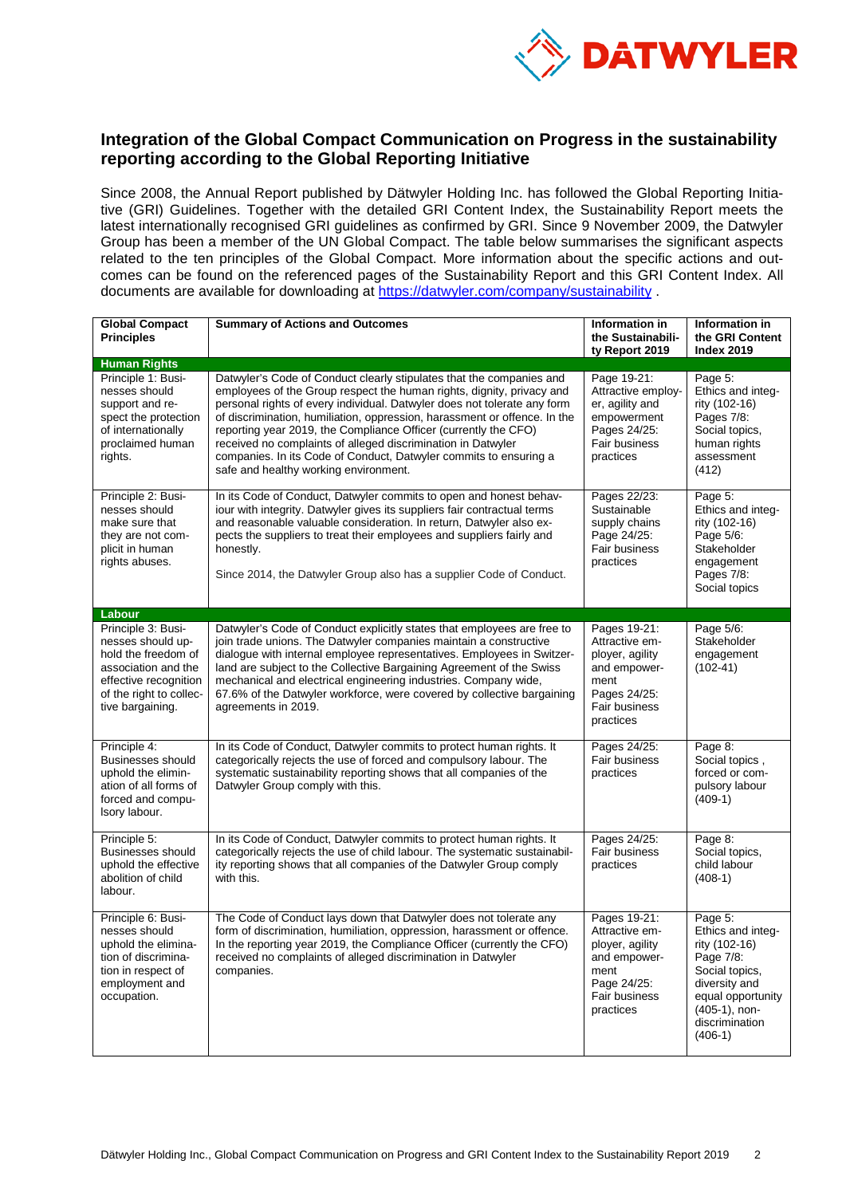## Integration of the Global Compact Communication on Progress in the sustainability reporting according to the Global Reporting Initiative

Since 2008, the Annual Report published by Dätwyler Holding Inc. has followed the Global Reporting Initiative (GRI) Guidelines. Together with the detailed GRI Content Index, the Sustainability Report meets the latest internationally recognised GRI guidelines as confirmed by GRI. Since 9 November 2009, the Datwyler Group has been a member of the UN Global Compact. The table below summarises the significant aspects related to the ten principles of the Global Compact. More information about the specific actions and outcomes can be found on the referenced pages of the Sustainability Report and this GRI Content Index. All documents are available for downloading at https://datwyler.com/company/sustainability .

| Global Compact Principles | Summary of Actions and Outcomes | Information in the Sustainability Report 2019 | Information in the GRI Content Index 2019 |
|---|---|---|---|
| **Human Rights** | | | |
| Principle 1: Businesses should support and respect the protection of internationally proclaimed human rights. | Datwyler's Code of Conduct clearly stipulates that the companies and employees of the Group respect the human rights, dignity, privacy and personal rights of every individual. Datwyler does not tolerate any form of discrimination, humiliation, oppression, harassment or offence. In the reporting year 2019, the Compliance Officer (currently the CFO) received no complaints of alleged discrimination in Datwyler companies. In its Code of Conduct, Datwyler commits to ensuring a safe and healthy working environment. | Page 19-21: Attractive employer, agility and empowerment<br>Pages 24/25: Fair business practices | Page 5: Ethics and integrity (102-16)<br>Pages 7/8: Social topics, human rights assessment (412) |
| Principle 2: Businesses should make sure that they are not complicit in human rights abuses. | In its Code of Conduct, Datwyler commits to open and honest behaviour with integrity. Datwyler gives its suppliers fair contractual terms and reasonable valuable consideration. In return, Datwyler also expects the suppliers to treat their employees and suppliers fairly and honestly.<br><br>Since 2014, the Datwyler Group also has a supplier Code of Conduct. | Pages 22/23: Sustainable supply chains<br>Page 24/25: Fair business practices | Page 5: Ethics and integrity (102-16)<br>Page 5/6: Stakeholder engagement<br>Pages 7/8: Social topics |
| **Labour** | | | |
| Principle 3: Businesses should uphold the freedom of association and the effective recognition of the right to collective bargaining. | Datwyler's Code of Conduct explicitly states that employees are free to join trade unions. The Datwyler companies maintain a constructive dialogue with internal employee representatives. Employees in Switzerland are subject to the Collective Bargaining Agreement of the Swiss mechanical and electrical engineering industries. Company wide, 67.6% of the Datwyler workforce, were covered by collective bargaining agreements in 2019. | Pages 19-21: Attractive employer, agility and empowerment<br>Pages 24/25: Fair business practices | Page 5/6: Stakeholder engagement (102-41) |
| Principle 4: Businesses should uphold the elimination of all forms of forced and compulsory labour. | In its Code of Conduct, Datwyler commits to protect human rights. It categorically rejects the use of forced and compulsory labour. The systematic sustainability reporting shows that all companies of the Datwyler Group comply with this. | Pages 24/25: Fair business practices | Page 8: Social topics , forced or compulsory labour (409-1) |
| Principle 5: Businesses should uphold the effective abolition of child labour. | In its Code of Conduct, Datwyler commits to protect human rights. It categorically rejects the use of child labour. The systematic sustainability reporting shows that all companies of the Datwyler Group comply with this. | Pages 24/25: Fair business practices | Page 8: Social topics, child labour (408-1) |
| Principle 6: Businesses should uphold the elimination of discrimination in respect of employment and occupation. | The Code of Conduct lays down that Datwyler does not tolerate any form of discrimination, humiliation, oppression, harassment or offence. In the reporting year 2019, the Compliance Officer (currently the CFO) received no complaints of alleged discrimination in Datwyler companies. | Pages 19-21: Attractive employer, agility and empowerment<br>Page 24/25: Fair business practices | Page 5: Ethics and integrity (102-16)<br>Page 7/8: Social topics, diversity and equal opportunity (405-1), non-discrimination (406-1) |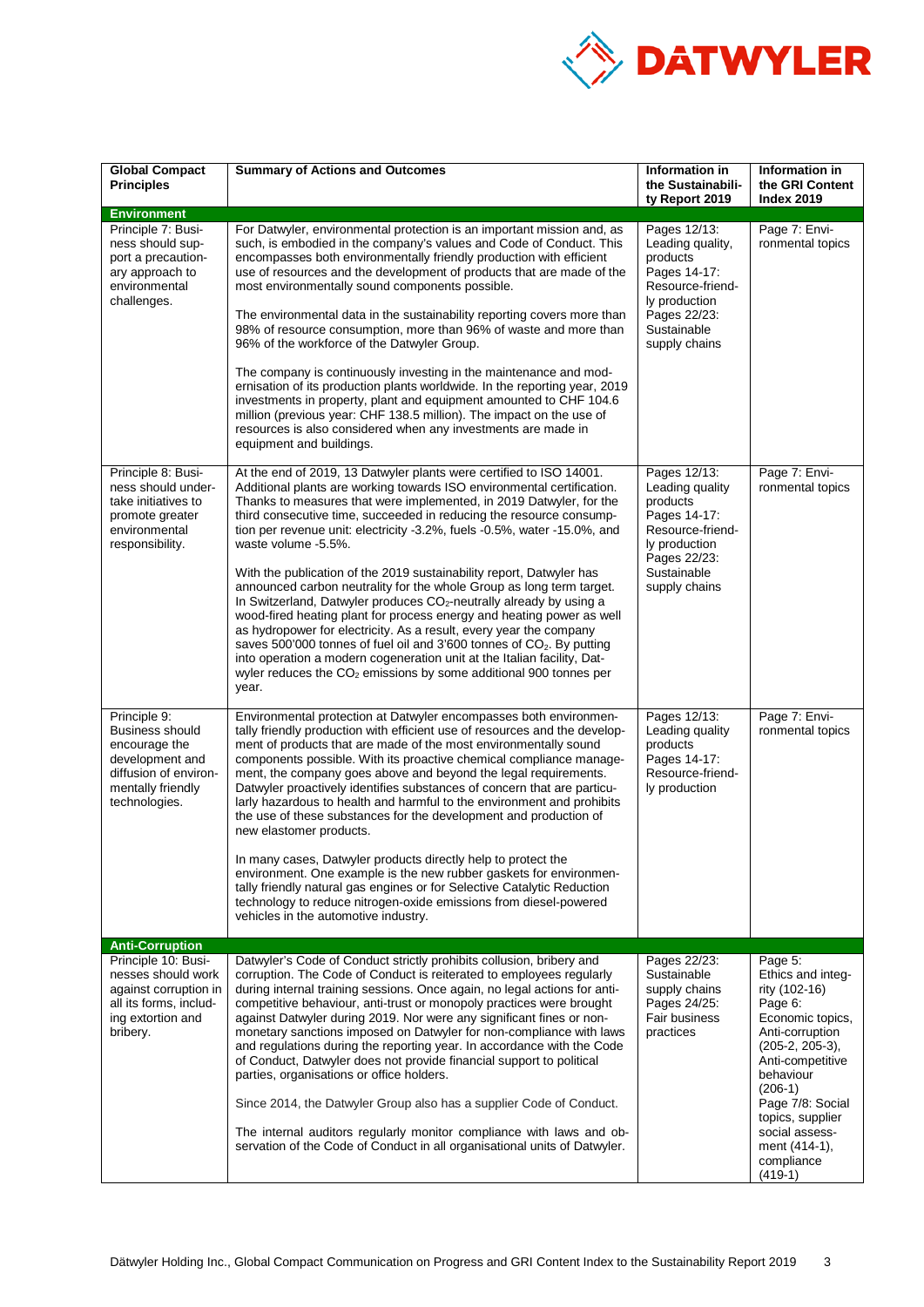| Global Compact Principles | Summary of Actions and Outcomes | Information in the Sustainability Report 2019 | Information in the GRI Content Index 2019 |
|---|---|---|---|
| **Environment** | | | |
| Principle 7: Business should support a precautionary approach to environmental challenges. | For Datwyler, environmental protection is an important mission and, as such, is embodied in the company's values and Code of Conduct. This encompasses both environmentally friendly production with efficient use of resources and the development of products that are made of the most environmentally sound components possible.<br><br>The environmental data in the sustainability reporting covers more than 98% of resource consumption, more than 96% of waste and more than 96% of the workforce of the Datwyler Group.<br><br>The company is continuously investing in the maintenance and modernisation of its production plants worldwide. In the reporting year, 2019 investments in property, plant and equipment amounted to CHF 104.6 million (previous year: CHF 138.5 million). The impact on the use of resources is also considered when any investments are made in equipment and buildings. | Pages 12/13: Leading quality, products<br>Pages 14-17: Resource-friendly production<br>Pages 22/23: Sustainable supply chains | Page 7: Environmental topics |
| Principle 8: Business should undertake initiatives to promote greater environmental responsibility. | At the end of 2019, 13 Datwyler plants were certified to ISO 14001. Additional plants are working towards ISO environmental certification. Thanks to measures that were implemented, in 2019 Datwyler, for the third consecutive time, succeeded in reducing the resource consumption per revenue unit: electricity -3.2%, fuels -0.5%, water -15.0%, and waste volume -5.5%.<br><br>With the publication of the 2019 sustainability report, Datwyler has announced carbon neutrality for the whole Group as long term target. In Switzerland, Datwyler produces $CO_2$-neutrally already by using a wood-fired heating plant for process energy and heating power as well as hydropower for electricity. As a result, every year the company saves 500'000 tonnes of fuel oil and 3'600 tonnes of $CO_2$. By putting into operation a modern cogeneration unit at the Italian facility, Datwyler reduces the $CO_2$ emissions by some additional 900 tonnes per year. | Pages 12/13: Leading quality products<br>Pages 14-17: Resource-friendly production<br>Pages 22/23: Sustainable supply chains | Page 7: Environmental topics |
| Principle 9: Business should encourage the development and diffusion of environmentally friendly technologies. | Environmental protection at Datwyler encompasses both environmentally friendly production with efficient use of resources and the development of products that are made of the most environmentally sound components possible. With its proactive chemical compliance management, the company goes above and beyond the legal requirements. Datwyler proactively identifies substances of concern that are particularly hazardous to health and harmful to the environment and prohibits the use of these substances for the development and production of new elastomer products.<br><br>In many cases, Datwyler products directly help to protect the environment. One example is the new rubber gaskets for environmentally friendly natural gas engines or for Selective Catalytic Reduction technology to reduce nitrogen-oxide emissions from diesel-powered vehicles in the automotive industry. | Pages 12/13: Leading quality products<br>Pages 14-17: Resource-friendly production | Page 7: Environmental topics |
| **Anti-Corruption** | | | |
| Principle 10: Businesses should work against corruption in all its forms, including extortion and bribery. | Datwyler's Code of Conduct strictly prohibits collusion, bribery and corruption. The Code of Conduct is reiterated to employees regularly during internal training sessions. Once again, no legal actions for anti-competitive behaviour, anti-trust or monopoly practices were brought against Datwyler during 2019. Nor were any significant fines or non-monetary sanctions imposed on Datwyler for non-compliance with laws and regulations during the reporting year. In accordance with the Code of Conduct, Datwyler does not provide financial support to political parties, organisations or office holders.<br><br>Since 2014, the Datwyler Group also has a supplier Code of Conduct.<br><br>The internal auditors regularly monitor compliance with laws and observation of the Code of Conduct in all organisational units of Datwyler. | Pages 22/23: Sustainable supply chains<br>Pages 24/25: Fair business practices | Page 5: Ethics and integrity (102-16)<br>Page 6: Economic topics, Anti-corruption (205-2, 205-3), Anti-competitive behaviour (206-1)<br>Page 7/8: Social topics, supplier social assessment (414-1), compliance (419-1) |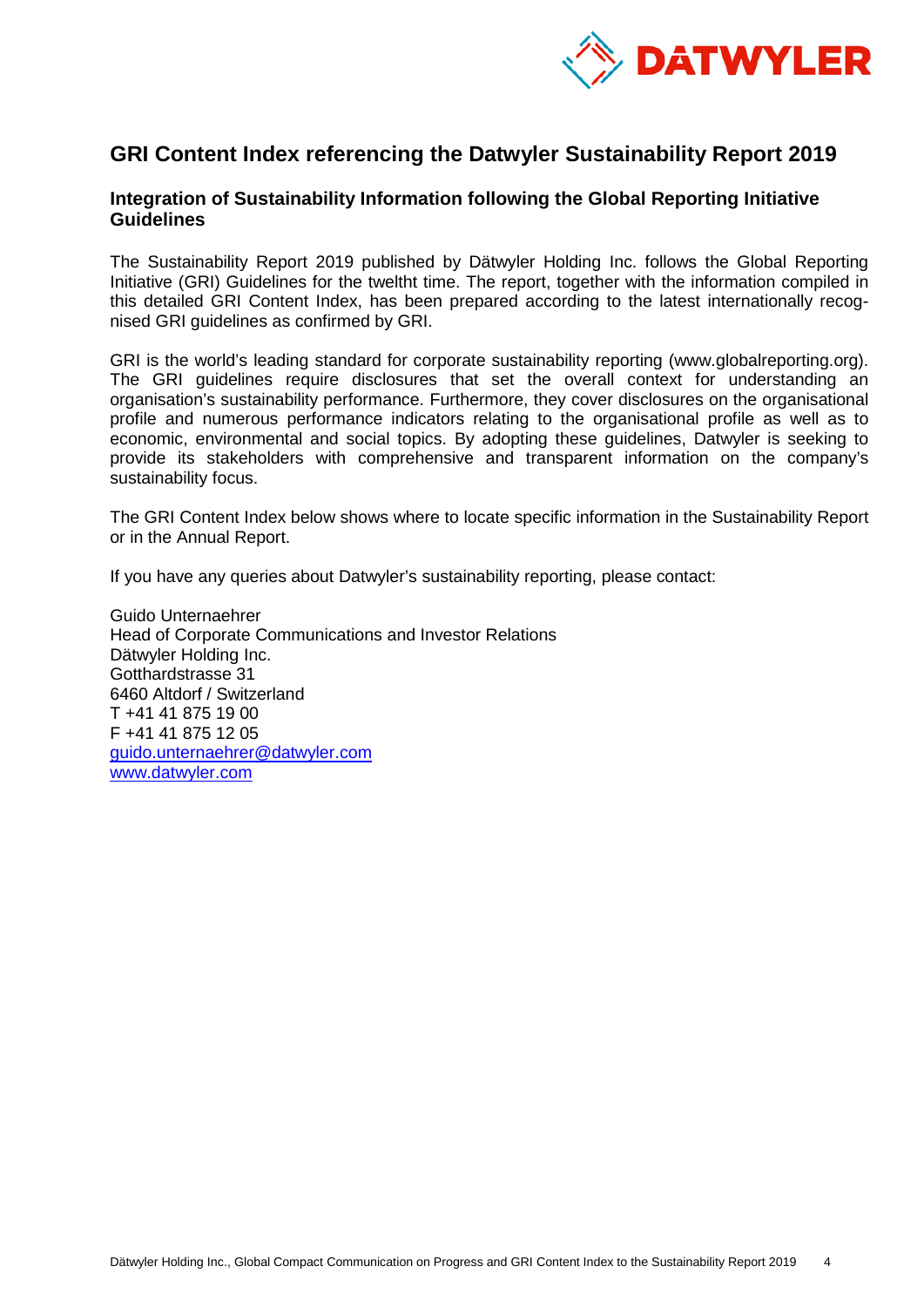# GRI Content Index referencing the Datwyler Sustainability Report 2019

## Integration of Sustainability Information following the Global Reporting Initiative Guidelines

The Sustainability Report 2019 published by Dätwyler Holding Inc. follows the Global Reporting Initiative (GRI) Guidelines for the tweltht time. The report, together with the information compiled in this detailed GRI Content Index, has been prepared according to the latest internationally recognised GRI guidelines as confirmed by GRI.

GRI is the world's leading standard for corporate sustainability reporting (www.globalreporting.org). The GRI guidelines require disclosures that set the overall context for understanding an organisation's sustainability performance. Furthermore, they cover disclosures on the organisational profile and numerous performance indicators relating to the organisational profile as well as to economic, environmental and social topics. By adopting these guidelines, Datwyler is seeking to provide its stakeholders with comprehensive and transparent information on the company's sustainability focus.

The GRI Content Index below shows where to locate specific information in the Sustainability Report or in the Annual Report.

If you have any queries about Datwyler's sustainability reporting, please contact:

Guido Unternaehrer
Head of Corporate Communications and Investor Relations
Dätwyler Holding Inc.
Gotthardstrasse 31
6460 Altdorf / Switzerland
T +41 41 875 19 00
F +41 41 875 12 05
guido.unternaehrer@datwyler.com
www.datwyler.com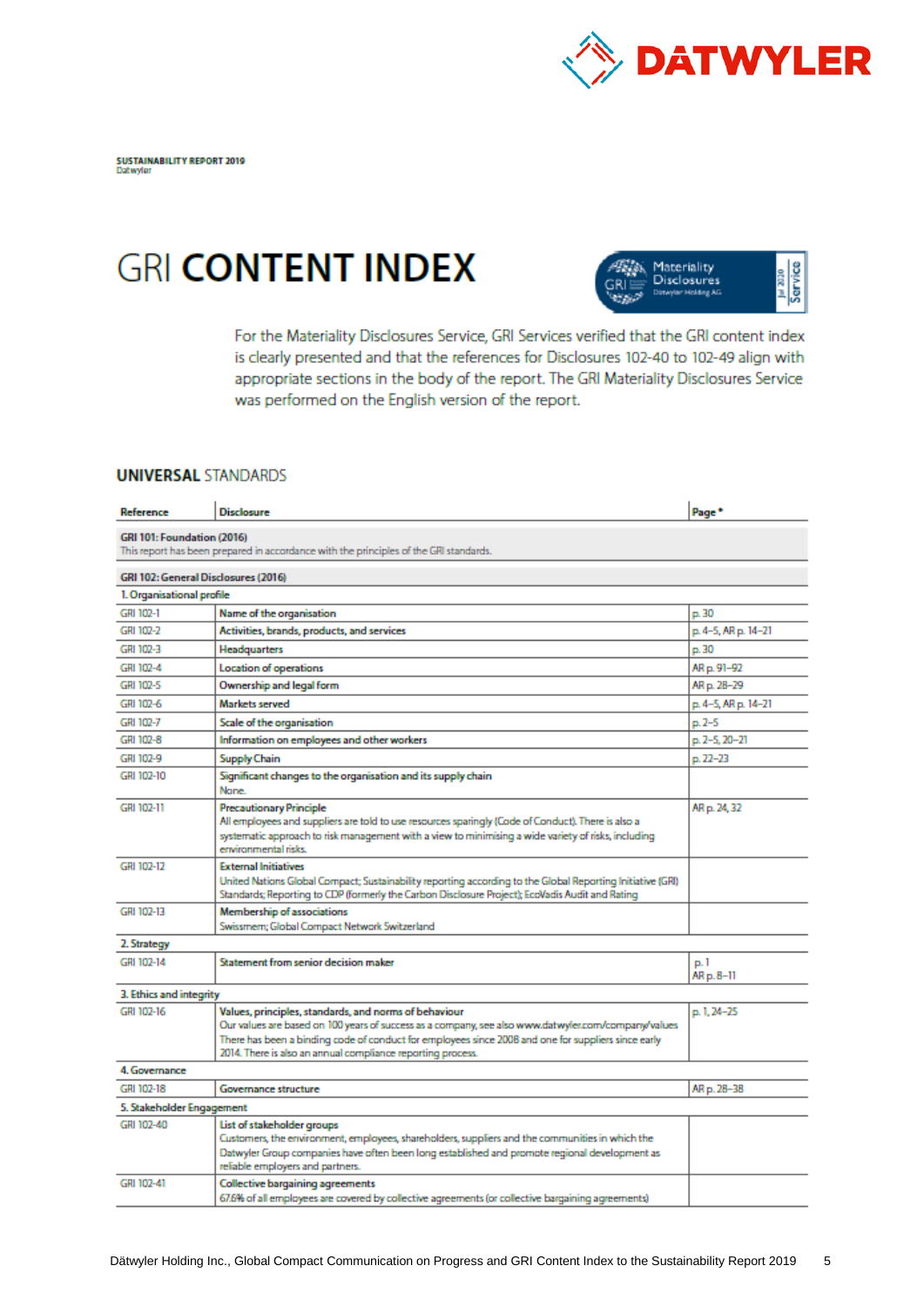SUSTAINABILITY REPORT 2019
Datwyler

# GRI CONTENT INDEX

For the Materiality Disclosures Service, GRI Services verified that the GRI content index is clearly presented and that the references for Disclosures 102-40 to 102-49 align with appropriate sections in the body of the report. The GRI Materiality Disclosures Service was performed on the English version of the report.

## UNIVERSAL STANDARDS

| Reference | Disclosure | Page * |
|---|---|---|
| **GRI 101: Foundation (2016)**<br>This report has been prepared in accordance with the principles of the GRI standards. | | |
| **GRI 102: General Disclosures (2016)** | | |
| **1. Organisational profile** | | |
| GRI 102-1 | **Name of the organisation** | p. 30 |
| GRI 102-2 | **Activities, brands, products, and services** | p. 4–5, AR p. 14–21 |
| GRI 102-3 | **Headquarters** | p. 30 |
| GRI 102-4 | **Location of operations** | AR p. 91–92 |
| GRI 102-5 | **Ownership and legal form** | AR p. 28–29 |
| GRI 102-6 | **Markets served** | p. 4–5, AR p. 14–21 |
| GRI 102-7 | **Scale of the organisation** | p. 2–5 |
| GRI 102-8 | **Information on employees and other workers** | p. 2–5, 20–21 |
| GRI 102-9 | **Supply Chain** | p. 22–23 |
| GRI 102-10 | **Significant changes to the organisation and its supply chain**<br>None. | |
| GRI 102-11 | **Precautionary Principle**<br>All employees and suppliers are told to use resources sparingly (Code of Conduct). There is also a systematic approach to risk management with a view to minimising a wide variety of risks, including environmental risks. | AR p. 24, 32 |
| GRI 102-12 | **External Initiatives**<br>United Nations Global Compact; Sustainability reporting according to the Global Reporting Initiative (GRI) Standards; Reporting to CDP (formerly the Carbon Disclosure Project); EcoVadis Audit and Rating | |
| GRI 102-13 | **Membership of associations**<br>Swissmem; Global Compact Network Switzerland | |
| **2. Strategy** | | |
| GRI 102-14 | **Statement from senior decision maker** | p. 1<br>AR p. 8–11 |
| **3. Ethics and integrity** | | |
| GRI 102-16 | **Values, principles, standards, and norms of behaviour**<br>Our values are based on 100 years of success as a company, see also www.datwyler.com/company/values There has been a binding code of conduct for employees since 2008 and one for suppliers since early 2014. There is also an annual compliance reporting process. | p. 1, 24–25 |
| **4. Governance** | | |
| GRI 102-18 | **Governance structure** | AR p. 28–38 |
| **5. Stakeholder Engagement** | | |
| GRI 102-40 | **List of stakeholder groups**<br>Customers, the environment, employees, shareholders, suppliers and the communities in which the Datwyler Group companies have often been long established and promote regional development as reliable employers and partners. | |
| GRI 102-41 | **Collective bargaining agreements**<br>67.6% of all employees are covered by collective agreements (or collective bargaining agreements) | |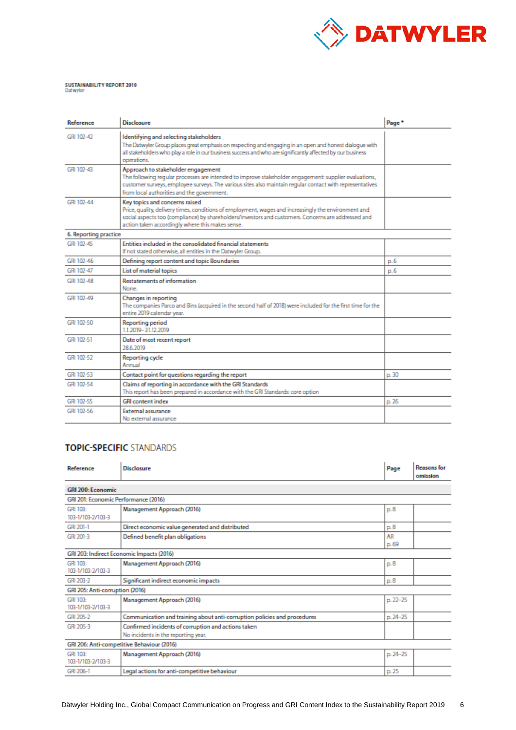SUSTAINABILITY REPORT 2019
Datwyler

| Reference | Disclosure | Page * |
|---|---|---|
| GRI 102-42 | Identifying and selecting stakeholders<br>The Datwyler Group places great emphasis on respecting and engaging in an open and honest dialogue with all stakeholders who play a role in our business success and who are significantly affected by our business operations. | |
| GRI 102-43 | Approach to stakeholder engagement<br>The following regular processes are intended to improve stakeholder engagement: supplier evaluations, customer surveys, employee surveys. The various sites also maintain regular contact with representatives from local authorities and the government. | |
| GRI 102-44 | Key topics and concerns raised<br>Price, quality, delivery times, conditions of employment, wages and increasingly the environment and social aspects too (compliance) by shareholders/investors and customers. Concerns are addressed and action taken accordingly where this makes sense. | |
| **6. Reporting practice** | | |
| GRI 102-45 | Entities included in the consolidated financial statements<br>If not stated otherwise, all entities in the Datwyler Group. | |
| GRI 102-46 | Defining report content and topic Boundaries | p. 6 |
| GRI 102-47 | List of material topics | p. 6 |
| GRI 102-48 | Restatements of information<br>None. | |
| GRI 102-49 | Changes in reporting<br>The companies Parco and Bins (acquired in the second half of 2018) were included for the first time for the entire 2019 calendar year. | |
| GRI 102-50 | Reporting period<br>1.1.2019–31.12.2019 | |
| GRI 102-51 | Date of most recent report<br>28.6.2019 | |
| GRI 102-52 | Reporting cycle<br>Annual | |
| GRI 102-53 | Contact point for questions regarding the report | p. 30 |
| GRI 102-54 | Claims of reporting in accordance with the GRI Standards<br>This report has been prepared in accordance with the GRI Standards: core option | |
| GRI 102-55 | GRI content index | p. 26 |
| GRI 102-56 | External assurance<br>No external assurance | |

## TOPIC-SPECIFIC STANDARDS

| Reference | Disclosure | Page | Reasons for omission |
|---|---|---|---|
| **GRI 200: Economic** | | | |
| GRI 201: Economic Performance (2016) | | | |
| GRI 103: 103-1/103-2/103-3 | Management Approach (2016) | p. 8 | |
| GRI 201-1 | Direct economic value generated and distributed | p. 8 | |
| GRI 201-3 | Defined benefit plan obligations | AR p. 69 | |
| GRI 203: Indirect Economic Impacts (2016) | | | |
| GRI 103: 103-1/103-2/103-3 | Management Approach (2016) | p. 8 | |
| GRI 203-2 | Significant indirect economic impacts | p. 8 | |
| GRI 205: Anti-corruption (2016) | | | |
| GRI 103: 103-1/103-2/103-3 | Management Approach (2016) | p. 22–25 | |
| GRI 205-2 | Communication and training about anti-corruption policies and procedures | p. 24–25 | |
| GRI 205-3 | Confirmed incidents of corruption and actions taken<br>No incidents in the reporting year. | | |
| GRI 206: Anti-competitive Behaviour (2016) | | | |
| GRI 103: 103-1/103-2/103-3 | Management Approach (2016) | p. 24–25 | |
| GRI 206-1 | Legal actions for anti-competitive behaviour | p. 25 | |

Dätwyler Holding Inc., Global Compact Communication on Progress and GRI Content Index to the Sustainability Report 2019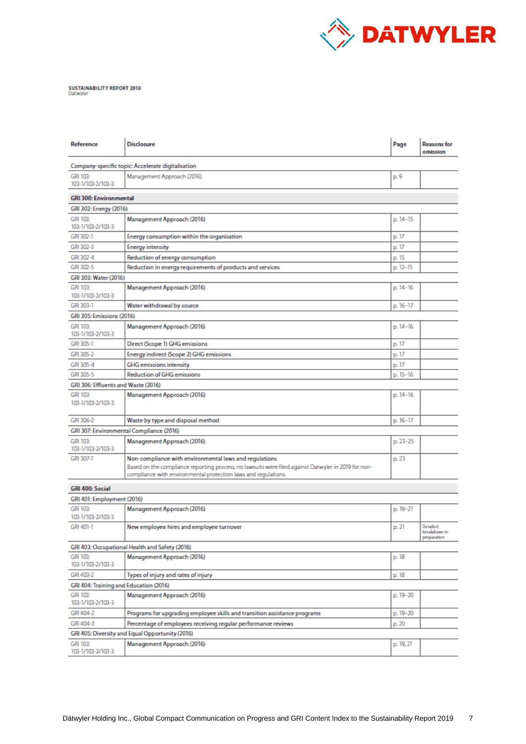SUSTAINABILITY REPORT 2019
Datwyler

| Reference | Disclosure | Page | Reasons for omission |
|---|---|---|---|
| Company-specific topic: Accelerate digitalisation | | | |
| GRI 103: 103-1/103-2/103-3 | Management Approach (2016) | p. 9 | |
| **GRI 300: Environmental** | | | |
| GRI 302: Energy (2016) | | | |
| GRI 103: 103-1/103-2/103-3 | Management Approach (2016) | p. 14–15 | |
| GRI 302-1 | Energy consumption within the organisation | p. 17 | |
| GRI 302-3 | Energy intensity | p. 17 | |
| GRI 302-4 | Reduction of energy consumption | p. 15 | |
| GRI 302-5 | Reduction in energy requirements of products and services | p. 12–15 | |
| GRI 303: Water (2016) | | | |
| GRI 103: 103-1/103-2/103-3 | Management Approach (2016) | p. 14–16 | |
| GRI 303-1 | Water withdrawal by source | p. 16–17 | |
| GRI 305: Emissions (2016) | | | |
| GRI 103: 103-1/103-2/103-3 | Management Approach (2016) | p. 14–16 | |
| GRI 305-1 | Direct (Scope 1) GHG emissions | p. 17 | |
| GRI 305-2 | Energy indirect (Scope 2) GHG emissions | p. 17 | |
| GRI 305-4 | GHG emissions intensity | p. 17 | |
| GRI 305-5 | Reduction of GHG emissions | p. 15–16 | |
| GRI 306: Effluents and Waste (2016) | | | |
| GRI 103: 103-1/103-2/103-3 | Management Approach (2016) | p. 14–16 | |
| GRI 306-2 | Waste by type and disposal method | p. 16–17 | |
| GRI 307: Environmental Compliance (2016) | | | |
| GRI 103: 103-1/103-2/103-3 | Management Approach (2016) | p. 23–25 | |
| GRI 307-1 | Non-compliance with environmental laws and regulations<br>Based on the compliance reporting process, no lawsuits were filed against Datwyler in 2019 for non-compliance with environmental protection laws and regulations. | p. 23 | |
| **GRI 400: Social** | | | |
| GRI 401: Employment (2016) | | | |
| GRI 103: 103-1/103-2/103-3 | Management Approach (2016) | p. 19–21 | |
| GRI 401-1 | New employee hires and employee turnover | p. 21 | Detailed breakdown in preparation |
| GRI 403: Occupational Health and Safety (2016) | | | |
| GRI 103: 103-1/103-2/103-3 | Management Approach (2016) | p. 18 | |
| GRI 403-2 | Types of injury and rates of injury | p. 18 | |
| GRI 404: Training and Education (2016) | | | |
| GRI 103: 103-1/103-2/103-3 | Management Approach (2016) | p. 19–20 | |
| GRI 404-2 | Programs for upgrading employee skills and transition assistance programs | p. 19–20 | |
| GRI 404-3 | Percentage of employees receiving regular performance reviews | p. 20 | |
| GRI 405: Diversity and Equal Opportunity (2016) | | | |
| GRI 103: 103-1/103-2/103-3 | Management Approach (2016) | p. 19, 21 | |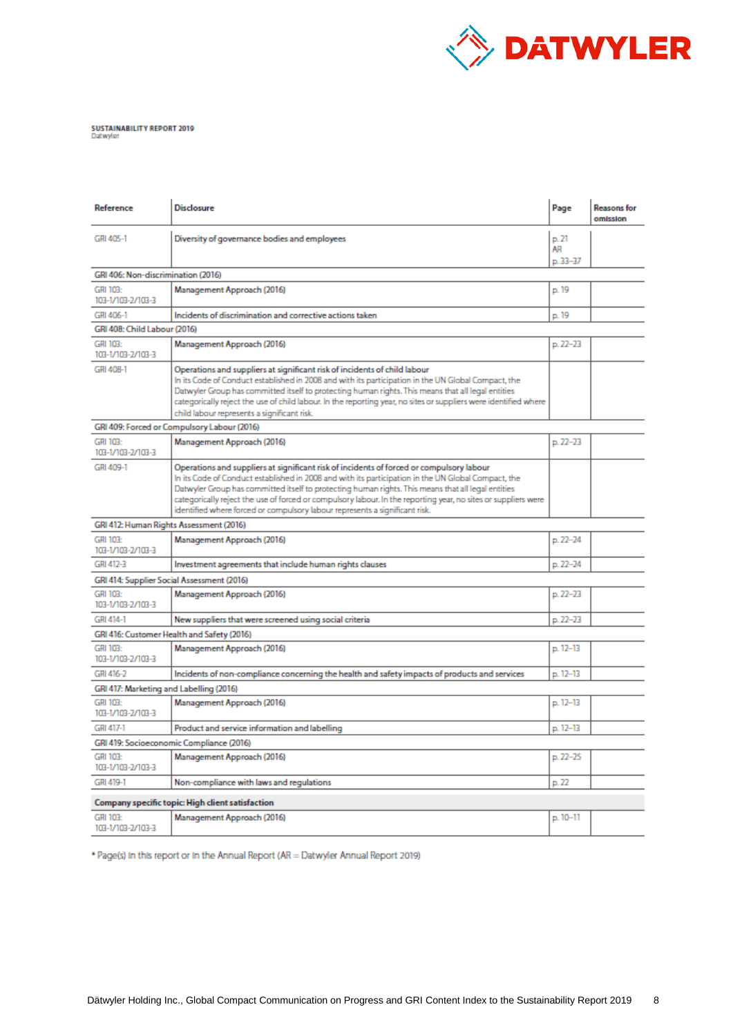SUSTAINABILITY REPORT 2019
Datwyler

| Reference | Disclosure | Page | Reasons for omission |
|---|---|---|---|
| GRI 405-1 | Diversity of governance bodies and employees | p. 21<br>AR<br>p. 33–37 | |
| **GRI 406: Non-discrimination (2016)** | | | |
| GRI 103:<br>103-1/103-2/103-3 | Management Approach (2016) | p. 19 | |
| GRI 406-1 | Incidents of discrimination and corrective actions taken | p. 19 | |
| **GRI 408: Child Labour (2016)** | | | |
| GRI 103:<br>103-1/103-2/103-3 | Management Approach (2016) | p. 22–23 | |
| GRI 408-1 | Operations and suppliers at significant risk of incidents of child labour<br>In its Code of Conduct established in 2008 and with its participation in the UN Global Compact, the Datwyler Group has committed itself to protecting human rights. This means that all legal entities categorically reject the use of child labour. In the reporting year, no sites or suppliers were identified where child labour represents a significant risk. | | |
| **GRI 409: Forced or Compulsory Labour (2016)** | | | |
| GRI 103:<br>103-1/103-2/103-3 | Management Approach (2016) | p. 22–23 | |
| GRI 409-1 | Operations and suppliers at significant risk of incidents of forced or compulsory labour<br>In its Code of Conduct established in 2008 and with its participation in the UN Global Compact, the Datwyler Group has committed itself to protecting human rights. This means that all legal entities categorically reject the use of forced or compulsory labour. In the reporting year, no sites or suppliers were identified where forced or compulsory labour represents a significant risk. | | |
| **GRI 412: Human Rights Assessment (2016)** | | | |
| GRI 103:<br>103-1/103-2/103-3 | Management Approach (2016) | p. 22–24 | |
| GRI 412-3 | Investment agreements that include human rights clauses | p. 22–24 | |
| **GRI 414: Supplier Social Assessment (2016)** | | | |
| GRI 103:<br>103-1/103-2/103-3 | Management Approach (2016) | p. 22–23 | |
| GRI 414-1 | New suppliers that were screened using social criteria | p. 22–23 | |
| **GRI 416: Customer Health and Safety (2016)** | | | |
| GRI 103:<br>103-1/103-2/103-3 | Management Approach (2016) | p. 12–13 | |
| GRI 416-2 | Incidents of non-compliance concerning the health and safety impacts of products and services | p. 12–13 | |
| **GRI 417: Marketing and Labelling (2016)** | | | |
| GRI 103:<br>103-1/103-2/103-3 | Management Approach (2016) | p. 12–13 | |
| GRI 417-1 | Product and service information and labelling | p. 12–13 | |
| **GRI 419: Socioeconomic Compliance (2016)** | | | |
| GRI 103:<br>103-1/103-2/103-3 | Management Approach (2016) | p. 22–25 | |
| GRI 419-1 | Non-compliance with laws and regulations | p. 22 | |
| **Company specific topic: High client satisfaction** | | | |
| GRI 103:<br>103-1/103-2/103-3 | Management Approach (2016) | p. 10–11 | |

* Page(s) in this report or in the Annual Report (AR = Datwyler Annual Report 2019)

Dätwyler Holding Inc., Global Compact Communication on Progress and GRI Content Index to the Sustainability Report 2019